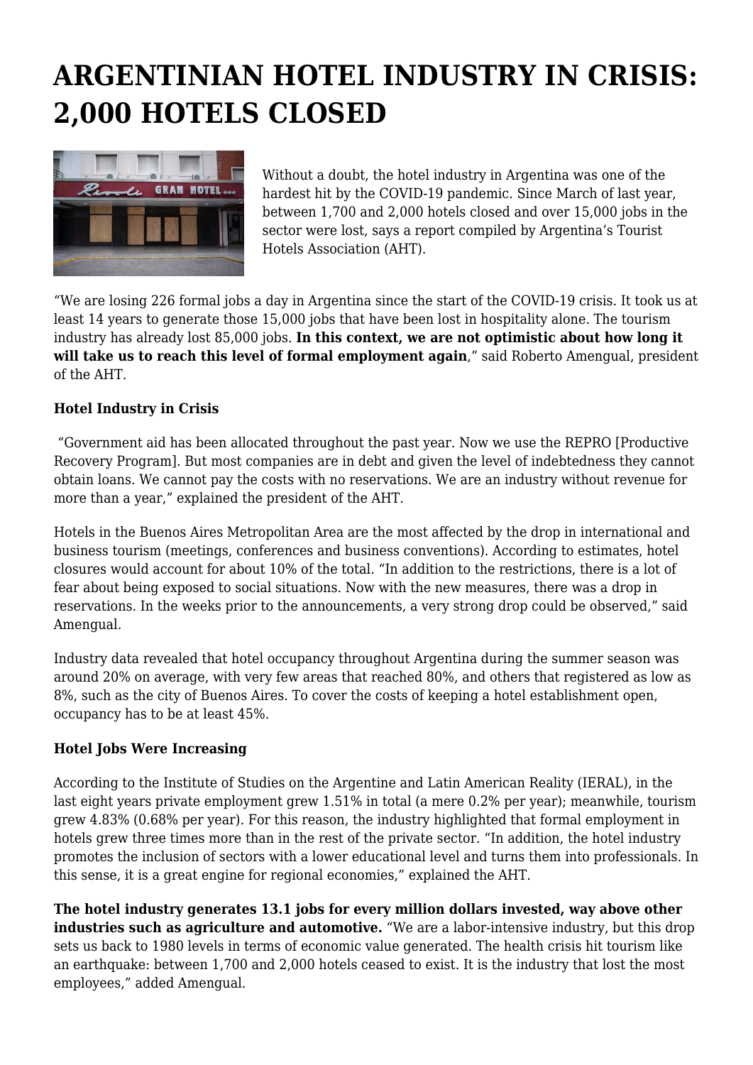# ARGENTINIAN HOTEL INDUSTRY IN CRISIS: 2,000 HOTELS CLOSED

Without a doubt, the hotel industry in Argentina was one of the hardest hit by the COVID-19 pandemic. Since March of last year, between 1,700 and 2,000 hotels closed and over 15,000 jobs in the sector were lost, says a report compiled by Argentina's Tourist Hotels Association (AHT).

"We are losing 226 formal jobs a day in Argentina since the start of the COVID-19 crisis. It took us at least 14 years to generate those 15,000 jobs that have been lost in hospitality alone. The tourism industry has already lost 85,000 jobs. **In this context, we are not optimistic about how long it will take us to reach this level of formal employment again**," said Roberto Amengual, president of the AHT.

### Hotel Industry in Crisis

"Government aid has been allocated throughout the past year. Now we use the REPRO [Productive Recovery Program]. But most companies are in debt and given the level of indebtedness they cannot obtain loans. We cannot pay the costs with no reservations. We are an industry without revenue for more than a year," explained the president of the AHT.

Hotels in the Buenos Aires Metropolitan Area are the most affected by the drop in international and business tourism (meetings, conferences and business conventions). According to estimates, hotel closures would account for about 10% of the total. "In addition to the restrictions, there is a lot of fear about being exposed to social situations. Now with the new measures, there was a drop in reservations. In the weeks prior to the announcements, a very strong drop could be observed," said Amengual.

Industry data revealed that hotel occupancy throughout Argentina during the summer season was around 20% on average, with very few areas that reached 80%, and others that registered as low as 8%, such as the city of Buenos Aires. To cover the costs of keeping a hotel establishment open, occupancy has to be at least 45%.

### Hotel Jobs Were Increasing

According to the Institute of Studies on the Argentine and Latin American Reality (IERAL), in the last eight years private employment grew 1.51% in total (a mere 0.2% per year); meanwhile, tourism grew 4.83% (0.68% per year). For this reason, the industry highlighted that formal employment in hotels grew three times more than in the rest of the private sector. "In addition, the hotel industry promotes the inclusion of sectors with a lower educational level and turns them into professionals. In this sense, it is a great engine for regional economies," explained the AHT.

**The hotel industry generates 13.1 jobs for every million dollars invested, way above other industries such as agriculture and automotive.** "We are a labor-intensive industry, but this drop sets us back to 1980 levels in terms of economic value generated. The health crisis hit tourism like an earthquake: between 1,700 and 2,000 hotels ceased to exist. It is the industry that lost the most employees," added Amengual.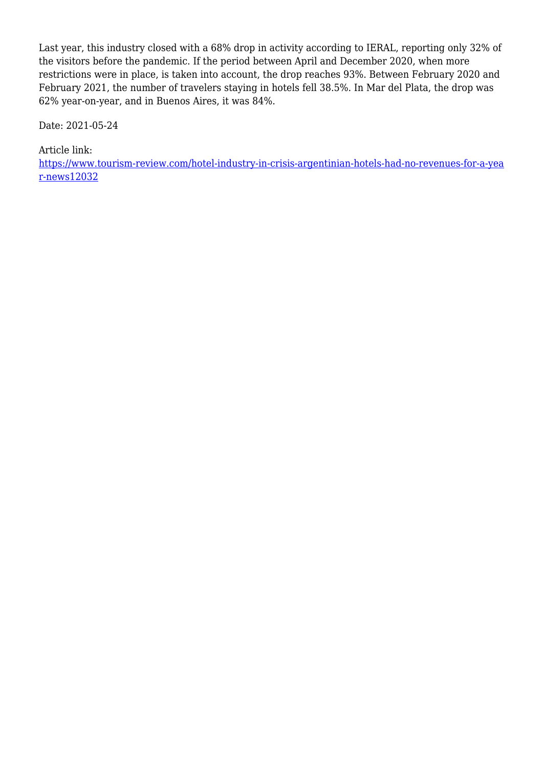Last year, this industry closed with a 68% drop in activity according to IERAL, reporting only 32% of the visitors before the pandemic. If the period between April and December 2020, when more restrictions were in place, is taken into account, the drop reaches 93%. Between February 2020 and February 2021, the number of travelers staying in hotels fell 38.5%. In Mar del Plata, the drop was 62% year-on-year, and in Buenos Aires, it was 84%.

Date: 2021-05-24

Article link:
[https://www.tourism-review.com/hotel-industry-in-crisis-argentinian-hotels-had-no-revenues-for-a-year-news12032](https://www.tourism-review.com/hotel-industry-in-crisis-argentinian-hotels-had-no-revenues-for-a-year-news12032)